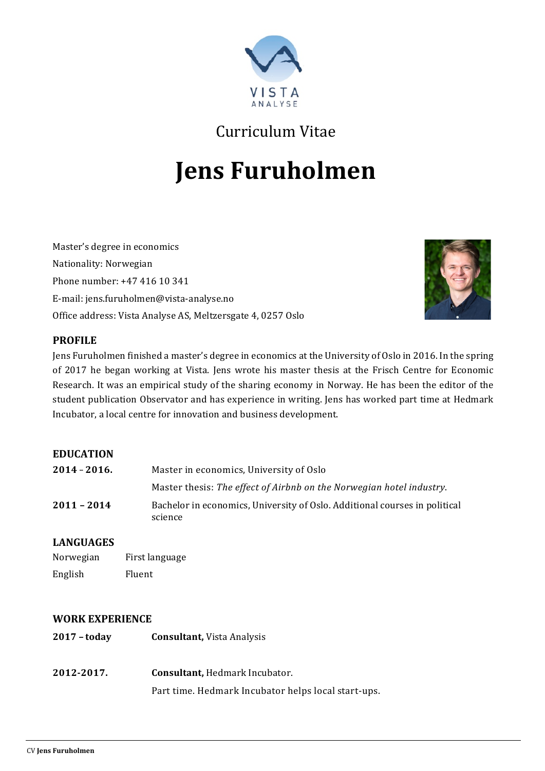VISTA ANALYSE

Curriculum Vitae

# Jens Furuholmen

Master's degree in economics

Nationality: Norwegian

Phone number: +47 416 10 341

E-mail: jens.furuholmen@vista-analyse.no

Office address: Vista Analyse AS, Meltzersgate 4, 0257 Oslo

## PROFILE

Jens Furuholmen finished a master's degree in economics at the University of Oslo in 2016. In the spring of 2017 he began working at Vista. Jens wrote his master thesis at the Frisch Centre for Economic Research. It was an empirical study of the sharing economy in Norway. He has been the editor of the student publication Observator and has experience in writing. Jens has worked part time at Hedmark Incubator, a local centre for innovation and business development.

## EDUCATION

| | |
|---|---|
| **2014 – 2016.** | Master in economics, University of Oslo |
| | Master thesis: *The effect of Airbnb on the Norwegian hotel industry*. |
| **2011 – 2014** | Bachelor in economics, University of Oslo. Additional courses in political science |

## LANGUAGES

| | |
|---|---|
| Norwegian | First language |
| English | Fluent |

## WORK EXPERIENCE

| | |
|---|---|
| **2017 – today** | **Consultant,** Vista Analysis |
| **2012-2017.** | **Consultant,** Hedmark Incubator. |
| | Part time. Hedmark Incubator helps local start-ups. |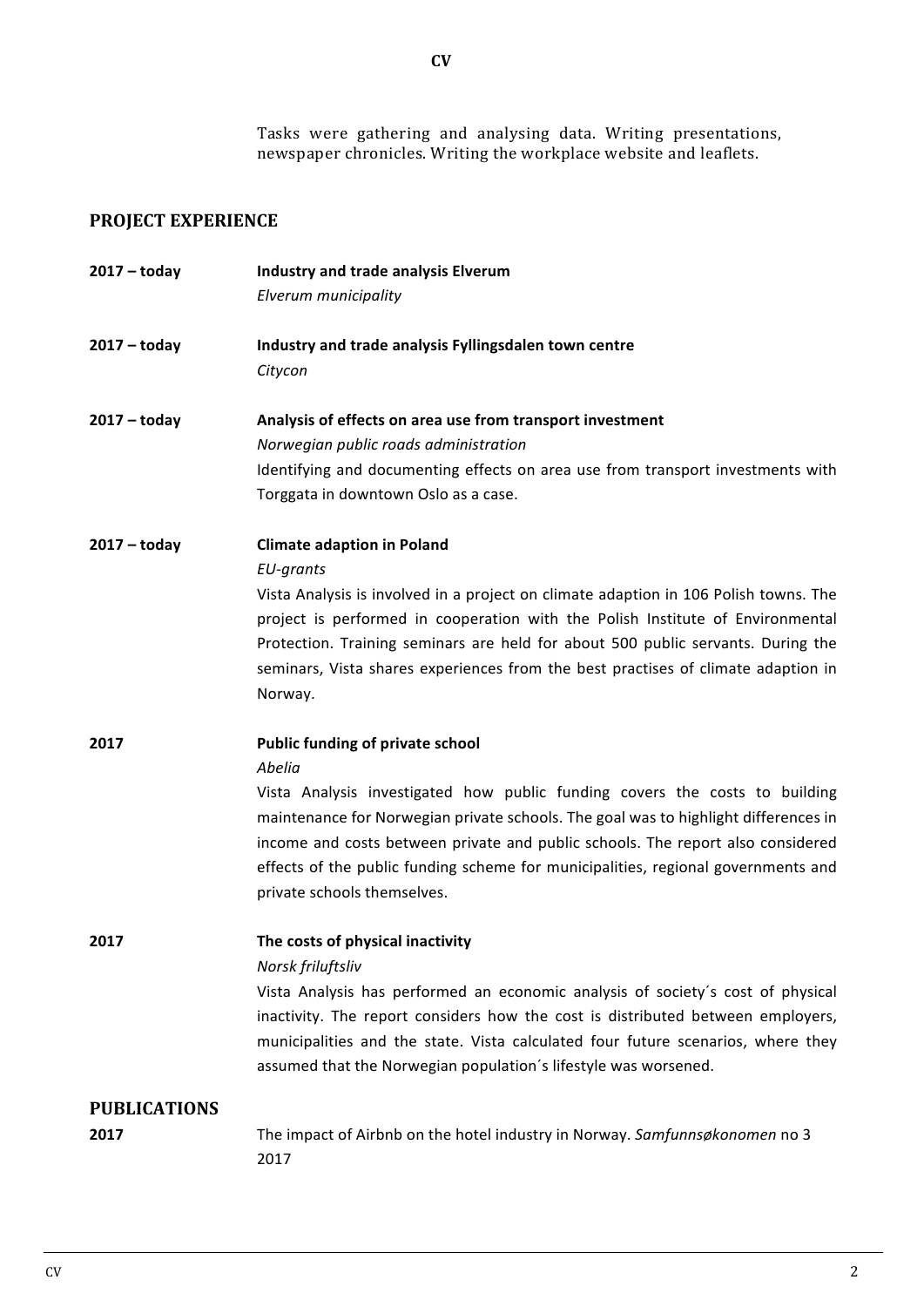Tasks were gathering and analysing data. Writing presentations, newspaper chronicles. Writing the workplace website and leaflets.

## PROJECT EXPERIENCE

**2017 – today**
**Industry and trade analysis Elverum**
*Elverum municipality*

**2017 – today**
**Industry and trade analysis Fyllingsdalen town centre**
*Citycon*

**2017 – today**
**Analysis of effects on area use from transport investment**
*Norwegian public roads administration*
Identifying and documenting effects on area use from transport investments with Torggata in downtown Oslo as a case.

**2017 – today**
**Climate adaption in Poland**
*EU-grants*
Vista Analysis is involved in a project on climate adaption in 106 Polish towns. The project is performed in cooperation with the Polish Institute of Environmental Protection. Training seminars are held for about 500 public servants. During the seminars, Vista shares experiences from the best practises of climate adaption in Norway.

**2017**
**Public funding of private school**
*Abelia*
Vista Analysis investigated how public funding covers the costs to building maintenance for Norwegian private schools. The goal was to highlight differences in income and costs between private and public schools. The report also considered effects of the public funding scheme for municipalities, regional governments and private schools themselves.

**2017**
**The costs of physical inactivity**
*Norsk friluftsliv*
Vista Analysis has performed an economic analysis of society´s cost of physical inactivity. The report considers how the cost is distributed between employers, municipalities and the state. Vista calculated four future scenarios, where they assumed that the Norwegian population´s lifestyle was worsened.

## PUBLICATIONS

**2017**
The impact of Airbnb on the hotel industry in Norway. *Samfunnsøkonomen* no 3 2017